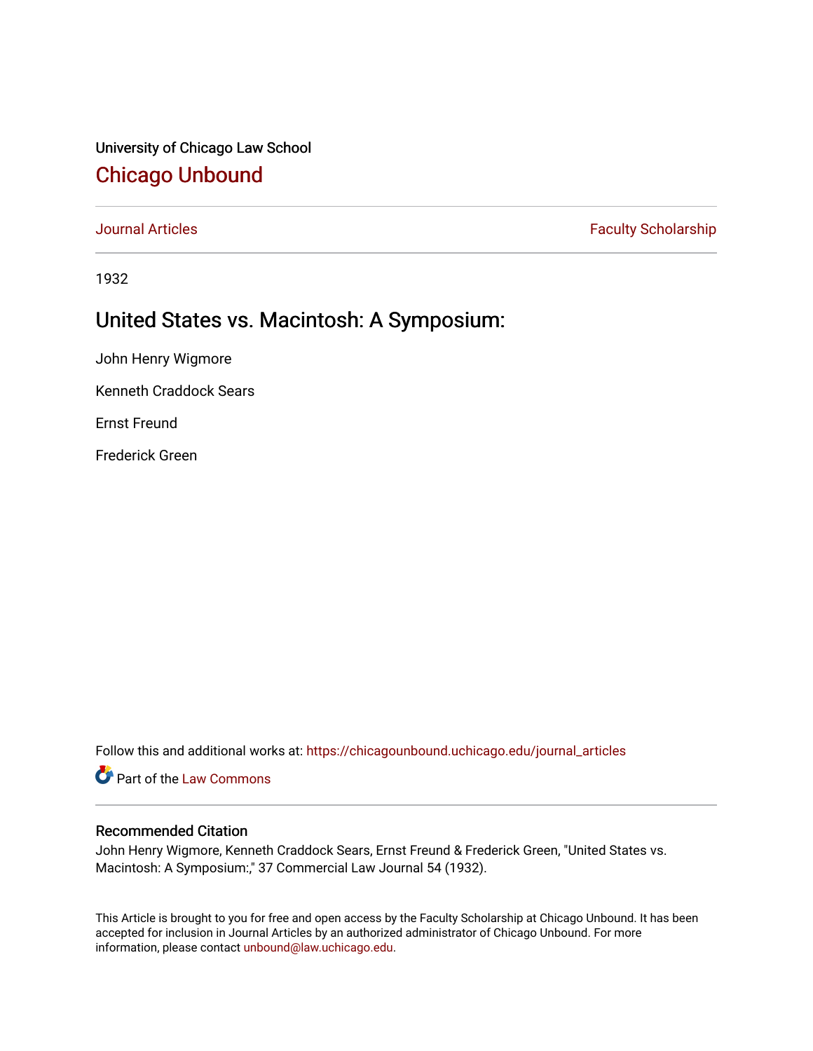University of Chicago Law School

## Chicago Unbound

Journal Articles

Faculty Scholarship

1932

# United States vs. Macintosh: A Symposium:

John Henry Wigmore

Kenneth Craddock Sears

Ernst Freund

Frederick Green

Follow this and additional works at: https://chicagounbound.uchicago.edu/journal_articles

Part of the Law Commons

### Recommended Citation

John Henry Wigmore, Kenneth Craddock Sears, Ernst Freund & Frederick Green, "United States vs. Macintosh: A Symposium:," 37 Commercial Law Journal 54 (1932).

This Article is brought to you for free and open access by the Faculty Scholarship at Chicago Unbound. It has been accepted for inclusion in Journal Articles by an authorized administrator of Chicago Unbound. For more information, please contact unbound@law.uchicago.edu.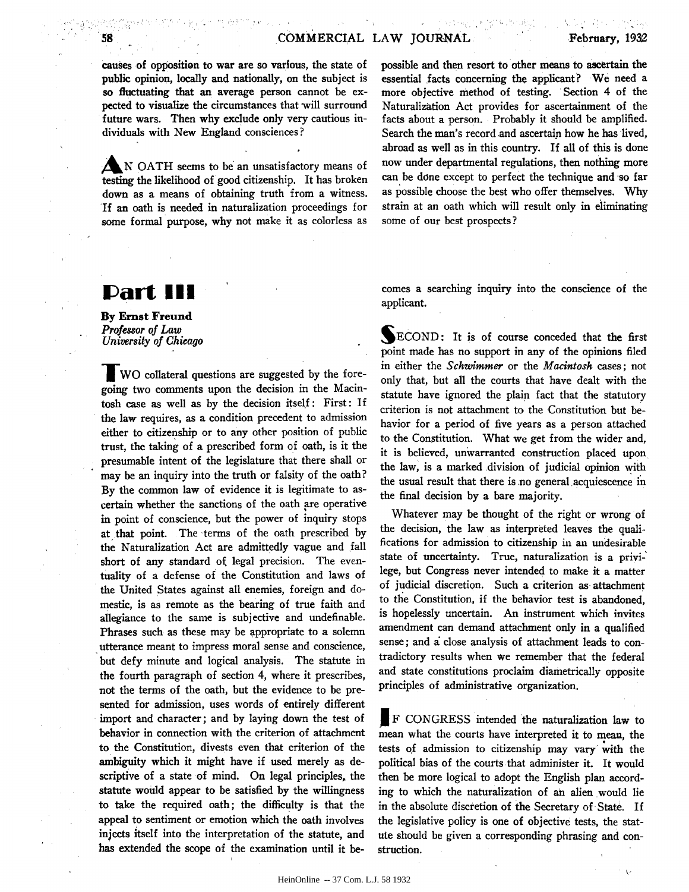causes of opposition to war are so various, the state of public opinion, locally and nationally, on the subject is so fluctuating that an average person cannot be expected to visualize the circumstances that will surround future wars. Then why exclude only very cautious individuals with New England consciences?

AN OATH seems to be an unsatisfactory means of testing the likelihood of good citizenship. It has broken down as a means of obtaining truth from a witness. If an oath is needed in naturalization proceedings for some formal purpose, why not make it as colorless as possible and then resort to other means to ascertain the essential facts concerning the applicant? We need a more objective method of testing. Section 4 of the Naturalization Act provides for ascertainment of the facts about a person. Probably it should be amplified. Search the man's record and ascertain how he has lived, abroad as well as in this country. If all of this is done now under departmental regulations, then nothing more can be done except to perfect the technique and so far as possible choose the best who offer themselves. Why strain at an oath which will result only in eliminating some of our best prospects?

# Part III

**By Ernst Freund**
*Professor of Law*
*University of Chicago*

TWO collateral questions are suggested by the foregoing two comments upon the decision in the Macintosh case as well as by the decision itself: First: If the law requires, as a condition precedent to admission either to citizenship or to any other position of public trust, the taking of a prescribed form of oath, is it the presumable intent of the legislature that there shall or may be an inquiry into the truth or falsity of the oath? By the common law of evidence it is legitimate to ascertain whether the sanctions of the oath are operative in point of conscience, but the power of inquiry stops at that point. The terms of the oath prescribed by the Naturalization Act are admittedly vague and fall short of any standard of legal precision. The eventuality of a defense of the Constitution and laws of the United States against all enemies, foreign and domestic, is as remote as the bearing of true faith and allegiance to the same is subjective and undefinable. Phrases such as these may be appropriate to a solemn utterance meant to impress moral sense and conscience, but defy minute and logical analysis. The statute in the fourth paragraph of section 4, where it prescribes, not the terms of the oath, but the evidence to be presented for admission, uses words of entirely different import and character; and by laying down the test of behavior in connection with the criterion of attachment to the Constitution, divests even that criterion of the ambiguity which it might have if used merely as descriptive of a state of mind. On legal principles, the statute would appear to be satisfied by the willingness to take the required oath; the difficulty is that the appeal to sentiment or emotion which the oath involves injects itself into the interpretation of the statute, and has extended the scope of the examination until it becomes a searching inquiry into the conscience of the applicant.

SECOND: It is of course conceded that the first point made has no support in any of the opinions filed in either the *Schwimmer* or the *Macintosh* cases; not only that, but all the courts that have dealt with the statute have ignored the plain fact that the statutory criterion is not attachment to the Constitution but behavior for a period of five years as a person attached to the Constitution. What we get from the wider and, it is believed, unwarranted construction placed upon the law, is a marked division of judicial opinion with the usual result that there is no general acquiescence in the final decision by a bare majority.

Whatever may be thought of the right or wrong of the decision, the law as interpreted leaves the qualifications for admission to citizenship in an undesirable state of uncertainty. True, naturalization is a privilege, but Congress never intended to make it a matter of judicial discretion. Such a criterion as attachment to the Constitution, if the behavior test is abandoned, is hopelessly uncertain. An instrument which invites amendment can demand attachment only in a qualified sense; and a close analysis of attachment leads to contradictory results when we remember that the federal and state constitutions proclaim diametrically opposite principles of administrative organization.

IF CONGRESS intended the naturalization law to mean what the courts have interpreted it to mean, the tests of admission to citizenship may vary with the political bias of the courts that administer it. It would then be more logical to adopt the English plan according to which the naturalization of an alien would lie in the absolute discretion of the Secretary of State. If the legislative policy is one of objective tests, the statute should be given a corresponding phrasing and construction.